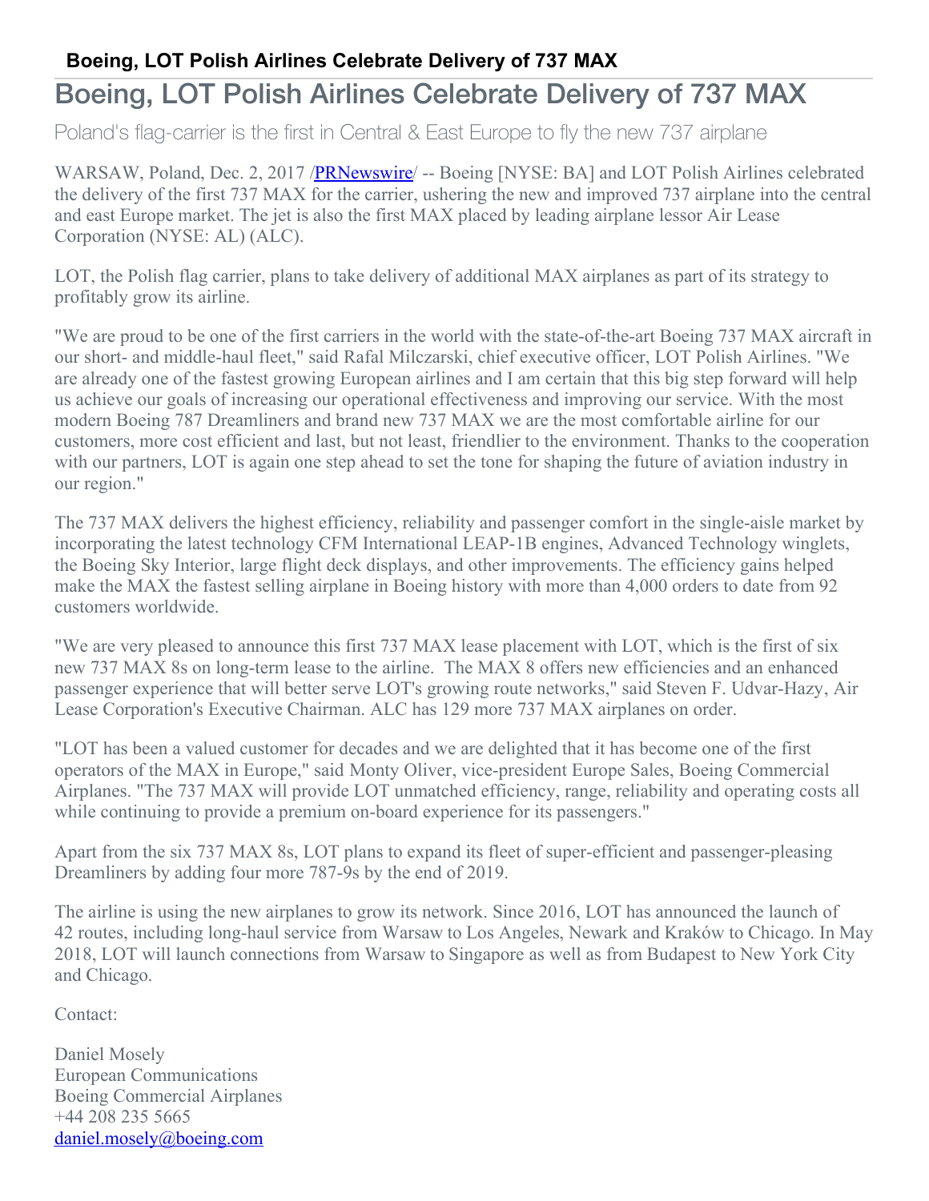# Boeing, LOT Polish Airlines Celebrate Delivery of 737 MAX

## Boeing, LOT Polish Airlines Celebrate Delivery of 737 MAX

Poland's flag-carrier is the first in Central & East Europe to fly the new 737 airplane

WARSAW, Poland, Dec. 2, 2017 /PRNewswire/ -- Boeing [NYSE: BA] and LOT Polish Airlines celebrated the delivery of the first 737 MAX for the carrier, ushering the new and improved 737 airplane into the central and east Europe market. The jet is also the first MAX placed by leading airplane lessor Air Lease Corporation (NYSE: AL) (ALC).

LOT, the Polish flag carrier, plans to take delivery of additional MAX airplanes as part of its strategy to profitably grow its airline.

"We are proud to be one of the first carriers in the world with the state-of-the-art Boeing 737 MAX aircraft in our short- and middle-haul fleet," said Rafal Milczarski, chief executive officer, LOT Polish Airlines. "We are already one of the fastest growing European airlines and I am certain that this big step forward will help us achieve our goals of increasing our operational effectiveness and improving our service. With the most modern Boeing 787 Dreamliners and brand new 737 MAX we are the most comfortable airline for our customers, more cost efficient and last, but not least, friendlier to the environment. Thanks to the cooperation with our partners, LOT is again one step ahead to set the tone for shaping the future of aviation industry in our region."

The 737 MAX delivers the highest efficiency, reliability and passenger comfort in the single-aisle market by incorporating the latest technology CFM International LEAP-1B engines, Advanced Technology winglets, the Boeing Sky Interior, large flight deck displays, and other improvements. The efficiency gains helped make the MAX the fastest selling airplane in Boeing history with more than 4,000 orders to date from 92 customers worldwide.

"We are very pleased to announce this first 737 MAX lease placement with LOT, which is the first of six new 737 MAX 8s on long-term lease to the airline. The MAX 8 offers new efficiencies and an enhanced passenger experience that will better serve LOT's growing route networks," said Steven F. Udvar-Hazy, Air Lease Corporation's Executive Chairman. ALC has 129 more 737 MAX airplanes on order.

"LOT has been a valued customer for decades and we are delighted that it has become one of the first operators of the MAX in Europe," said Monty Oliver, vice-president Europe Sales, Boeing Commercial Airplanes. "The 737 MAX will provide LOT unmatched efficiency, range, reliability and operating costs all while continuing to provide a premium on-board experience for its passengers."

Apart from the six 737 MAX 8s, LOT plans to expand its fleet of super-efficient and passenger-pleasing Dreamliners by adding four more 787-9s by the end of 2019.

The airline is using the new airplanes to grow its network. Since 2016, LOT has announced the launch of 42 routes, including long-haul service from Warsaw to Los Angeles, Newark and Kraków to Chicago. In May 2018, LOT will launch connections from Warsaw to Singapore as well as from Budapest to New York City and Chicago.

Contact:

Daniel Mosely
European Communications
Boeing Commercial Airplanes
+44 208 235 5665
daniel.mosely@boeing.com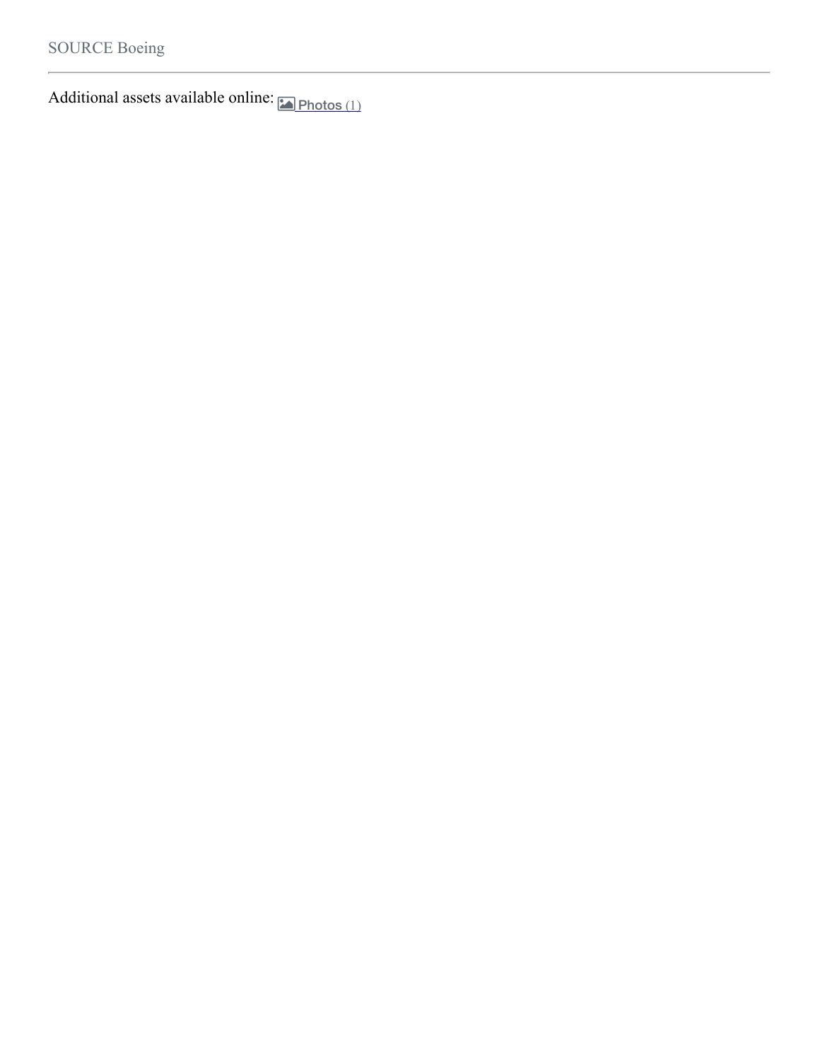SOURCE Boeing

---

Additional assets available online: Photos (1)